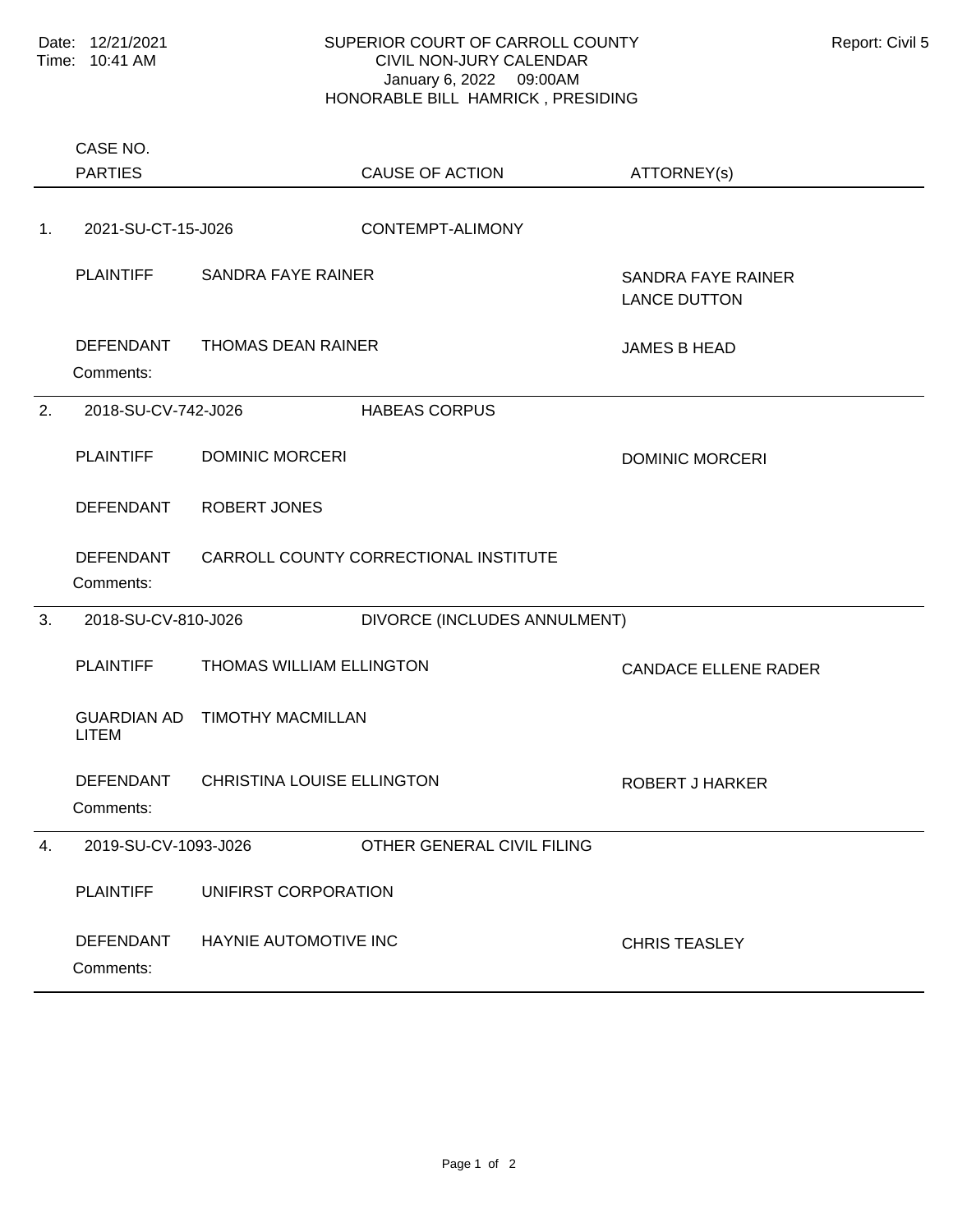Date: 12/21/2021
Time: 10:41 AM

# SUPERIOR COURT OF CARROLL COUNTY
## CIVIL NON-JURY CALENDAR
January 6, 2022 09:00AM
HONORABLE BILL HAMRICK , PRESIDING

Report: Civil 5

| | CASE NO. / PARTIES | | CAUSE OF ACTION | ATTORNEY(s) |
|---|---|---|---|---|
| 1. | 2021-SU-CT-15-J026 | | CONTEMPT-ALIMONY | |
| | PLAINTIFF | SANDRA FAYE RAINER | | SANDRA FAYE RAINER<br>LANCE DUTTON |
| | DEFENDANT | THOMAS DEAN RAINER | | JAMES B HEAD |
| | Comments: | | | |
| 2. | 2018-SU-CV-742-J026 | | HABEAS CORPUS | |
| | PLAINTIFF | DOMINIC MORCERI | | DOMINIC MORCERI |
| | DEFENDANT | ROBERT JONES | | |
| | DEFENDANT | CARROLL COUNTY CORRECTIONAL INSTITUTE | | |
| | Comments: | | | |
| 3. | 2018-SU-CV-810-J026 | | DIVORCE (INCLUDES ANNULMENT) | |
| | PLAINTIFF | THOMAS WILLIAM ELLINGTON | | CANDACE ELLENE RADER |
| | GUARDIAN AD LITEM | TIMOTHY MACMILLAN | | |
| | DEFENDANT | CHRISTINA LOUISE ELLINGTON | | ROBERT J HARKER |
| | Comments: | | | |
| 4. | 2019-SU-CV-1093-J026 | | OTHER GENERAL CIVIL FILING | |
| | PLAINTIFF | UNIFIRST CORPORATION | | |
| | DEFENDANT | HAYNIE AUTOMOTIVE INC | | CHRIS TEASLEY |
| | Comments: | | | |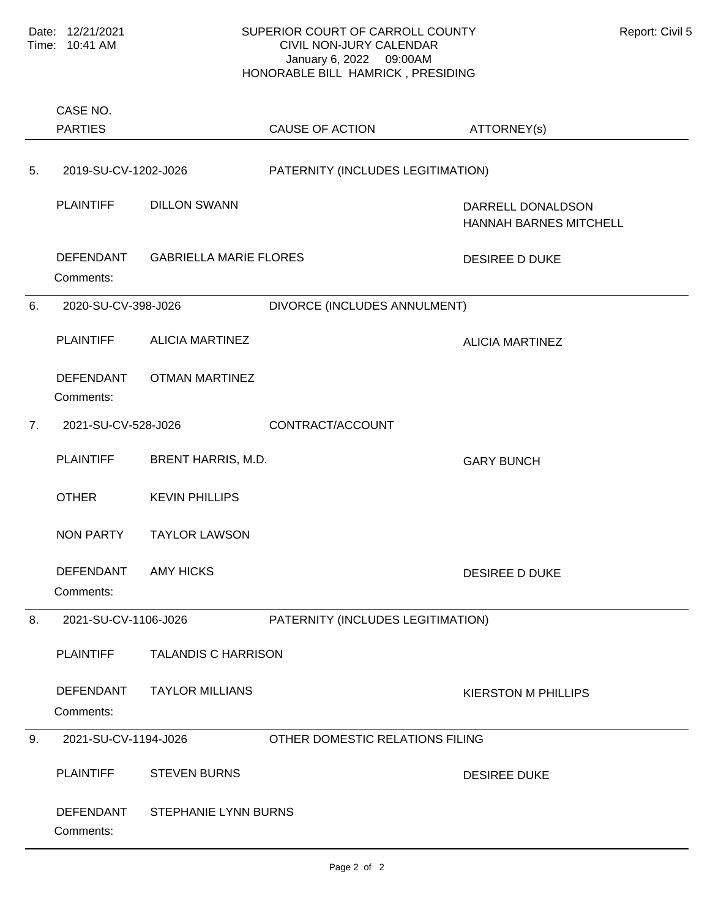Date: 12/21/2021
Time: 10:41 AM

SUPERIOR COURT OF CARROLL COUNTY
CIVIL NON-JURY CALENDAR
January 6, 2022 09:00AM
HONORABLE BILL HAMRICK , PRESIDING

Report: Civil 5

| | CASE NO. / PARTIES | | CAUSE OF ACTION | ATTORNEY(s) |
|---|---|---|---|---|
| 5. | 2019-SU-CV-1202-J026 | | PATERNITY (INCLUDES LEGITIMATION) | |
| | PLAINTIFF | DILLON SWANN | | DARRELL DONALDSON<br>HANNAH BARNES MITCHELL |
| | DEFENDANT | GABRIELLA MARIE FLORES | | DESIREE D DUKE |
| | Comments: | | | |
| 6. | 2020-SU-CV-398-J026 | | DIVORCE (INCLUDES ANNULMENT) | |
| | PLAINTIFF | ALICIA MARTINEZ | | ALICIA MARTINEZ |
| | DEFENDANT | OTMAN MARTINEZ | | |
| | Comments: | | | |
| 7. | 2021-SU-CV-528-J026 | | CONTRACT/ACCOUNT | |
| | PLAINTIFF | BRENT HARRIS, M.D. | | GARY BUNCH |
| | OTHER | KEVIN PHILLIPS | | |
| | NON PARTY | TAYLOR LAWSON | | |
| | DEFENDANT | AMY HICKS | | DESIREE D DUKE |
| | Comments: | | | |
| 8. | 2021-SU-CV-1106-J026 | | PATERNITY (INCLUDES LEGITIMATION) | |
| | PLAINTIFF | TALANDIS C HARRISON | | |
| | DEFENDANT | TAYLOR MILLIANS | | KIERSTON M PHILLIPS |
| | Comments: | | | |
| 9. | 2021-SU-CV-1194-J026 | | OTHER DOMESTIC RELATIONS FILING | |
| | PLAINTIFF | STEVEN BURNS | | DESIREE DUKE |
| | DEFENDANT | STEPHANIE LYNN BURNS | | |
| | Comments: | | | |